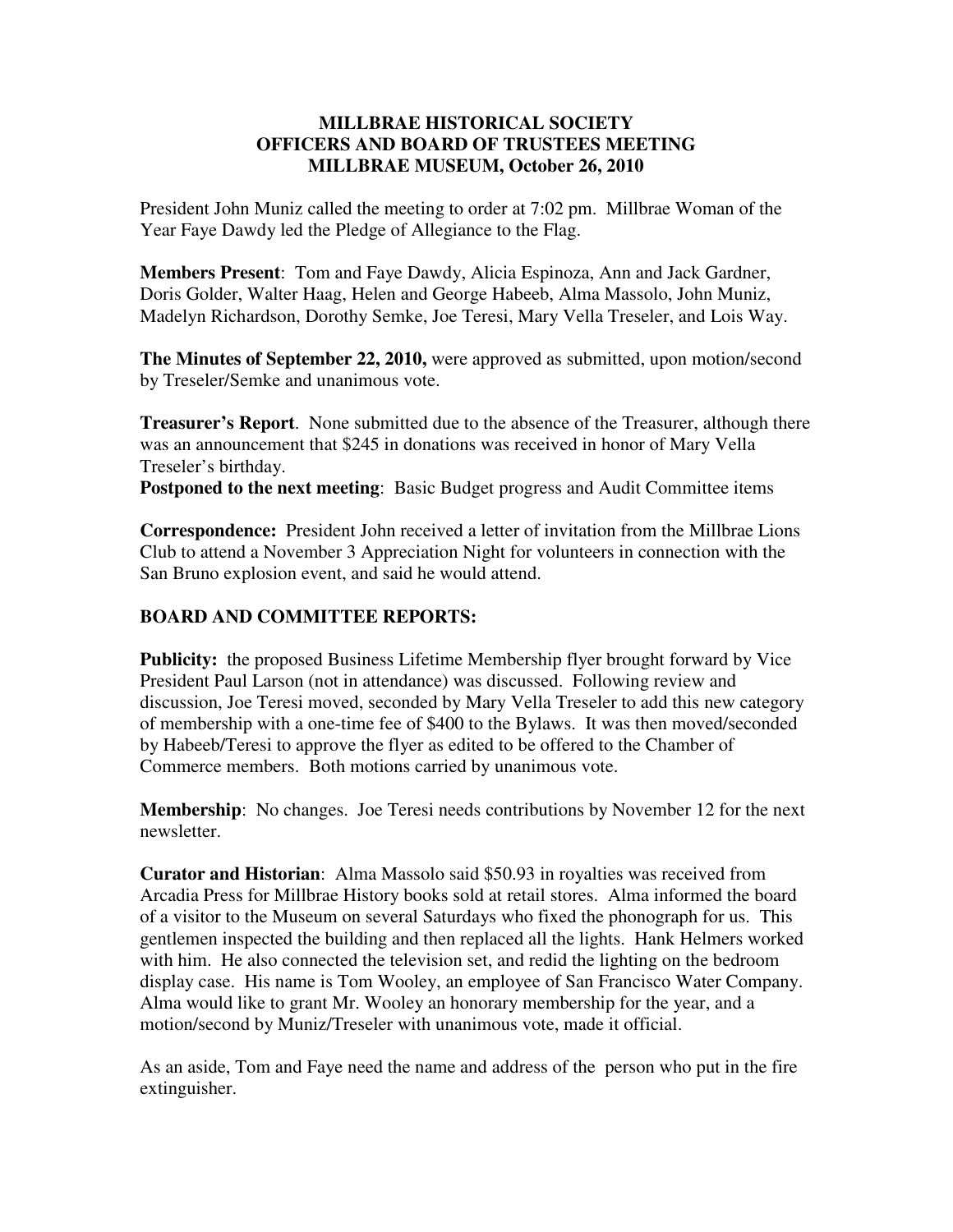# MILLBRAE HISTORICAL SOCIETY
## OFFICERS AND BOARD OF TRUSTEES MEETING
## MILLBRAE MUSEUM, October 26, 2010

President John Muniz called the meeting to order at 7:02 pm. Millbrae Woman of the Year Faye Dawdy led the Pledge of Allegiance to the Flag.

**Members Present**: Tom and Faye Dawdy, Alicia Espinoza, Ann and Jack Gardner, Doris Golder, Walter Haag, Helen and George Habeeb, Alma Massolo, John Muniz, Madelyn Richardson, Dorothy Semke, Joe Teresi, Mary Vella Treseler, and Lois Way.

**The Minutes of September 22, 2010,** were approved as submitted, upon motion/second by Treseler/Semke and unanimous vote.

**Treasurer's Report**. None submitted due to the absence of the Treasurer, although there was an announcement that $245 in donations was received in honor of Mary Vella Treseler's birthday.

**Postponed to the next meeting**: Basic Budget progress and Audit Committee items

**Correspondence:** President John received a letter of invitation from the Millbrae Lions Club to attend a November 3 Appreciation Night for volunteers in connection with the San Bruno explosion event, and said he would attend.

## BOARD AND COMMITTEE REPORTS:

**Publicity:** the proposed Business Lifetime Membership flyer brought forward by Vice President Paul Larson (not in attendance) was discussed. Following review and discussion, Joe Teresi moved, seconded by Mary Vella Treseler to add this new category of membership with a one-time fee of $400 to the Bylaws. It was then moved/seconded by Habeeb/Teresi to approve the flyer as edited to be offered to the Chamber of Commerce members. Both motions carried by unanimous vote.

**Membership**: No changes. Joe Teresi needs contributions by November 12 for the next newsletter.

**Curator and Historian**: Alma Massolo said $50.93 in royalties was received from Arcadia Press for Millbrae History books sold at retail stores. Alma informed the board of a visitor to the Museum on several Saturdays who fixed the phonograph for us. This gentlemen inspected the building and then replaced all the lights. Hank Helmers worked with him. He also connected the television set, and redid the lighting on the bedroom display case. His name is Tom Wooley, an employee of San Francisco Water Company. Alma would like to grant Mr. Wooley an honorary membership for the year, and a motion/second by Muniz/Treseler with unanimous vote, made it official.

As an aside, Tom and Faye need the name and address of the person who put in the fire extinguisher.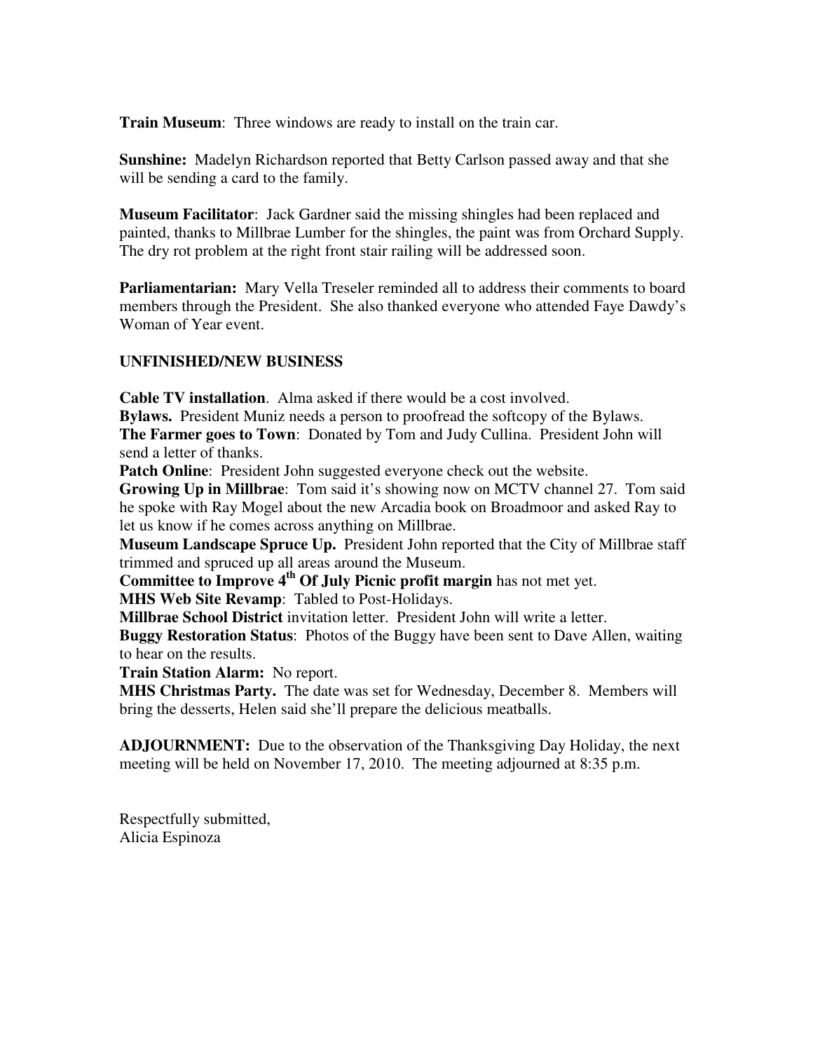**Train Museum**: Three windows are ready to install on the train car.

**Sunshine:** Madelyn Richardson reported that Betty Carlson passed away and that she will be sending a card to the family.

**Museum Facilitator**: Jack Gardner said the missing shingles had been replaced and painted, thanks to Millbrae Lumber for the shingles, the paint was from Orchard Supply. The dry rot problem at the right front stair railing will be addressed soon.

**Parliamentarian:** Mary Vella Treseler reminded all to address their comments to board members through the President. She also thanked everyone who attended Faye Dawdy's Woman of Year event.

**UNFINISHED/NEW BUSINESS**

**Cable TV installation**. Alma asked if there would be a cost involved.
**Bylaws.** President Muniz needs a person to proofread the softcopy of the Bylaws.
**The Farmer goes to Town**: Donated by Tom and Judy Cullina. President John will send a letter of thanks.
**Patch Online**: President John suggested everyone check out the website.
**Growing Up in Millbrae**: Tom said it's showing now on MCTV channel 27. Tom said he spoke with Ray Mogel about the new Arcadia book on Broadmoor and asked Ray to let us know if he comes across anything on Millbrae.
**Museum Landscape Spruce Up.** President John reported that the City of Millbrae staff trimmed and spruced up all areas around the Museum.
**Committee to Improve 4th Of July Picnic profit margin** has not met yet.
**MHS Web Site Revamp**: Tabled to Post-Holidays.
**Millbrae School District** invitation letter. President John will write a letter.
**Buggy Restoration Status**: Photos of the Buggy have been sent to Dave Allen, waiting to hear on the results.
**Train Station Alarm:** No report.
**MHS Christmas Party.** The date was set for Wednesday, December 8. Members will bring the desserts, Helen said she'll prepare the delicious meatballs.

**ADJOURNMENT:** Due to the observation of the Thanksgiving Day Holiday, the next meeting will be held on November 17, 2010. The meeting adjourned at 8:35 p.m.

Respectfully submitted,
Alicia Espinoza